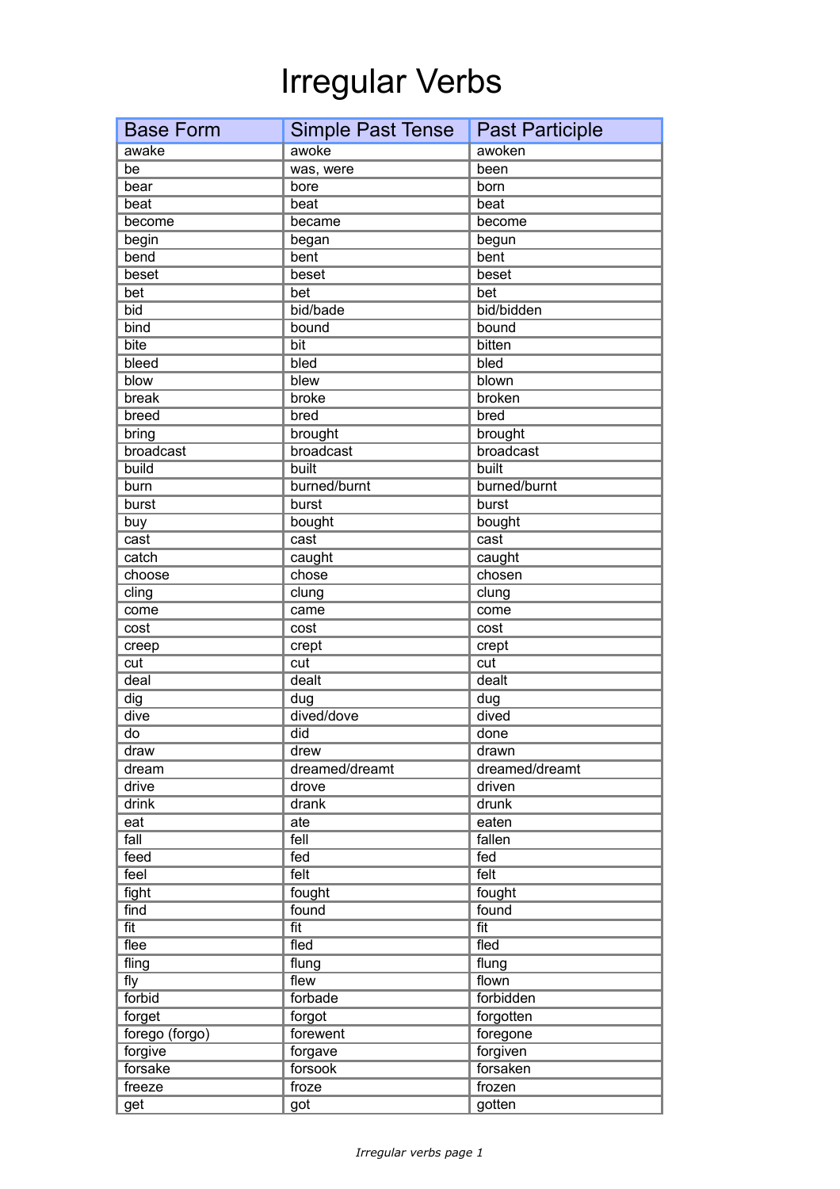# Irregular Verbs

| Base Form | Simple Past Tense | Past Participle |
|---|---|---|
| awake | awoke | awoken |
| be | was, were | been |
| bear | bore | born |
| beat | beat | beat |
| become | became | become |
| begin | began | begun |
| bend | bent | bent |
| beset | beset | beset |
| bet | bet | bet |
| bid | bid/bade | bid/bidden |
| bind | bound | bound |
| bite | bit | bitten |
| bleed | bled | bled |
| blow | blew | blown |
| break | broke | broken |
| breed | bred | bred |
| bring | brought | brought |
| broadcast | broadcast | broadcast |
| build | built | built |
| burn | burned/burnt | burned/burnt |
| burst | burst | burst |
| buy | bought | bought |
| cast | cast | cast |
| catch | caught | caught |
| choose | chose | chosen |
| cling | clung | clung |
| come | came | come |
| cost | cost | cost |
| creep | crept | crept |
| cut | cut | cut |
| deal | dealt | dealt |
| dig | dug | dug |
| dive | dived/dove | dived |
| do | did | done |
| draw | drew | drawn |
| dream | dreamed/dreamt | dreamed/dreamt |
| drive | drove | driven |
| drink | drank | drunk |
| eat | ate | eaten |
| fall | fell | fallen |
| feed | fed | fed |
| feel | felt | felt |
| fight | fought | fought |
| find | found | found |
| fit | fit | fit |
| flee | fled | fled |
| fling | flung | flung |
| fly | flew | flown |
| forbid | forbade | forbidden |
| forget | forgot | forgotten |
| forego (forgo) | forewent | foregone |
| forgive | forgave | forgiven |
| forsake | forsook | forsaken |
| freeze | froze | frozen |
| get | got | gotten |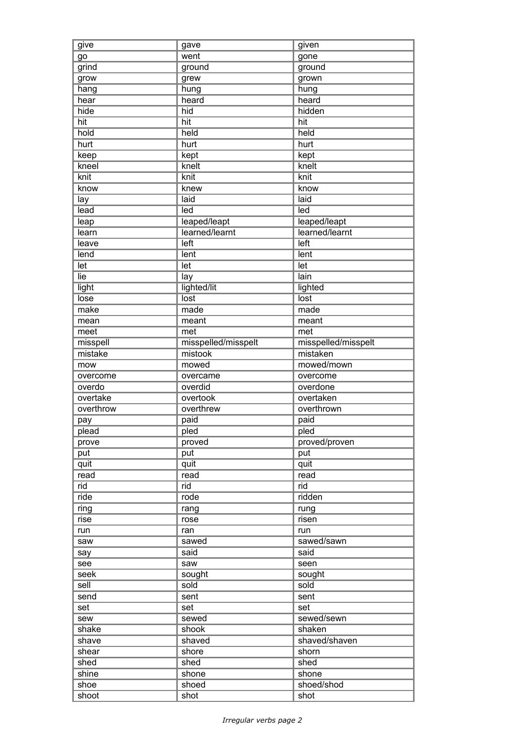| give | gave | given |
| --- | --- | --- |
| go | went | gone |
| grind | ground | ground |
| grow | grew | grown |
| hang | hung | hung |
| hear | heard | heard |
| hide | hid | hidden |
| hit | hit | hit |
| hold | held | held |
| hurt | hurt | hurt |
| keep | kept | kept |
| kneel | knelt | knelt |
| knit | knit | knit |
| know | knew | know |
| lay | laid | laid |
| lead | led | led |
| leap | leaped/leapt | leaped/leapt |
| learn | learned/learnt | learned/learnt |
| leave | left | left |
| lend | lent | lent |
| let | let | let |
| lie | lay | lain |
| light | lighted/lit | lighted |
| lose | lost | lost |
| make | made | made |
| mean | meant | meant |
| meet | met | met |
| misspell | misspelled/misspelt | misspelled/misspelt |
| mistake | mistook | mistaken |
| mow | mowed | mowed/mown |
| overcome | overcame | overcome |
| overdo | overdid | overdone |
| overtake | overtook | overtaken |
| overthrow | overthrew | overthrown |
| pay | paid | paid |
| plead | pled | pled |
| prove | proved | proved/proven |
| put | put | put |
| quit | quit | quit |
| read | read | read |
| rid | rid | rid |
| ride | rode | ridden |
| ring | rang | rung |
| rise | rose | risen |
| run | ran | run |
| saw | sawed | sawed/sawn |
| say | said | said |
| see | saw | seen |
| seek | sought | sought |
| sell | sold | sold |
| send | sent | sent |
| set | set | set |
| sew | sewed | sewed/sewn |
| shake | shook | shaken |
| shave | shaved | shaved/shaven |
| shear | shore | shorn |
| shed | shed | shed |
| shine | shone | shone |
| shoe | shoed | shoed/shod |
| shoot | shot | shot |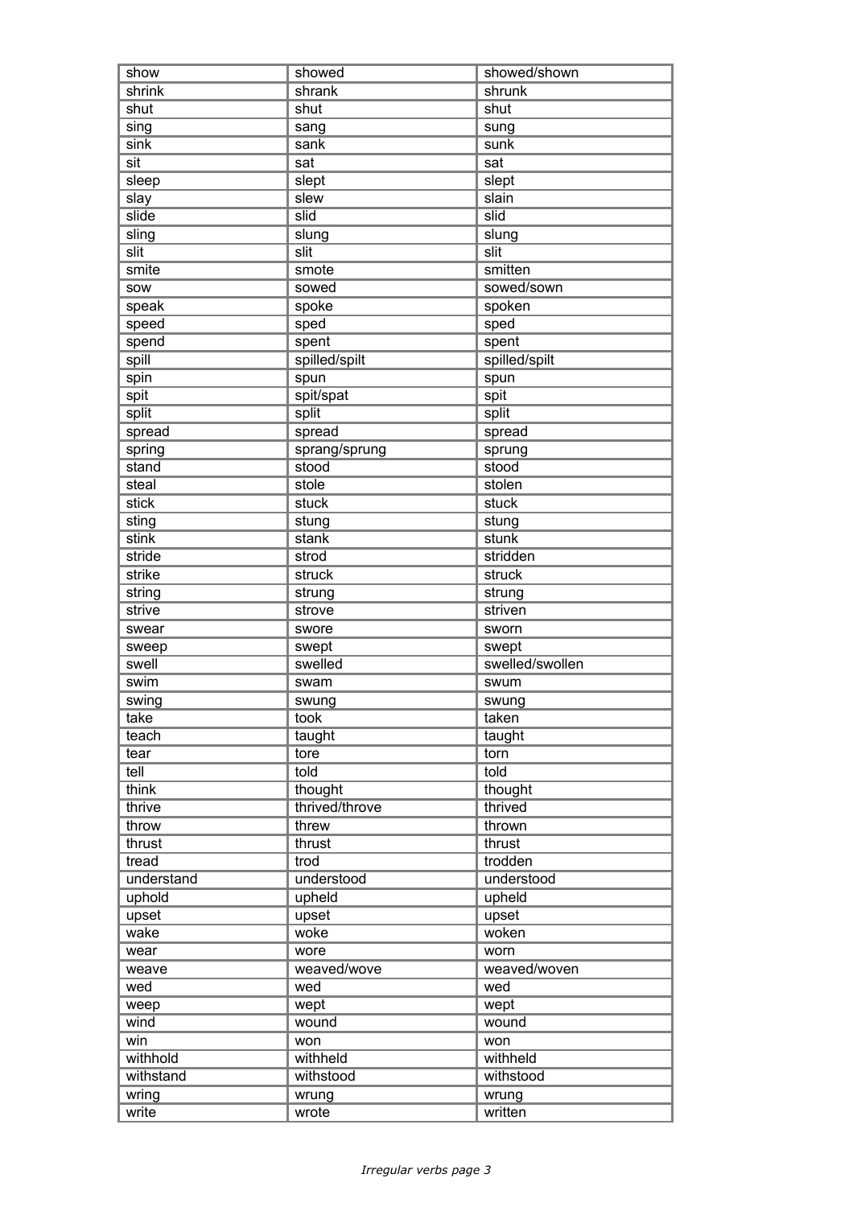| | | |
|---|---|---|
| show | showed | showed/shown |
| shrink | shrank | shrunk |
| shut | shut | shut |
| sing | sang | sung |
| sink | sank | sunk |
| sit | sat | sat |
| sleep | slept | slept |
| slay | slew | slain |
| slide | slid | slid |
| sling | slung | slung |
| slit | slit | slit |
| smite | smote | smitten |
| sow | sowed | sowed/sown |
| speak | spoke | spoken |
| speed | sped | sped |
| spend | spent | spent |
| spill | spilled/spilt | spilled/spilt |
| spin | spun | spun |
| spit | spit/spat | spit |
| split | split | split |
| spread | spread | spread |
| spring | sprang/sprung | sprung |
| stand | stood | stood |
| steal | stole | stolen |
| stick | stuck | stuck |
| sting | stung | stung |
| stink | stank | stunk |
| stride | strod | stridden |
| strike | struck | struck |
| string | strung | strung |
| strive | strove | striven |
| swear | swore | sworn |
| sweep | swept | swept |
| swell | swelled | swelled/swollen |
| swim | swam | swum |
| swing | swung | swung |
| take | took | taken |
| teach | taught | taught |
| tear | tore | torn |
| tell | told | told |
| think | thought | thought |
| thrive | thrived/throve | thrived |
| throw | threw | thrown |
| thrust | thrust | thrust |
| tread | trod | trodden |
| understand | understood | understood |
| uphold | upheld | upheld |
| upset | upset | upset |
| wake | woke | woken |
| wear | wore | worn |
| weave | weaved/wove | weaved/woven |
| wed | wed | wed |
| weep | wept | wept |
| wind | wound | wound |
| win | won | won |
| withhold | withheld | withheld |
| withstand | withstood | withstood |
| wring | wrung | wrung |
| write | wrote | written |